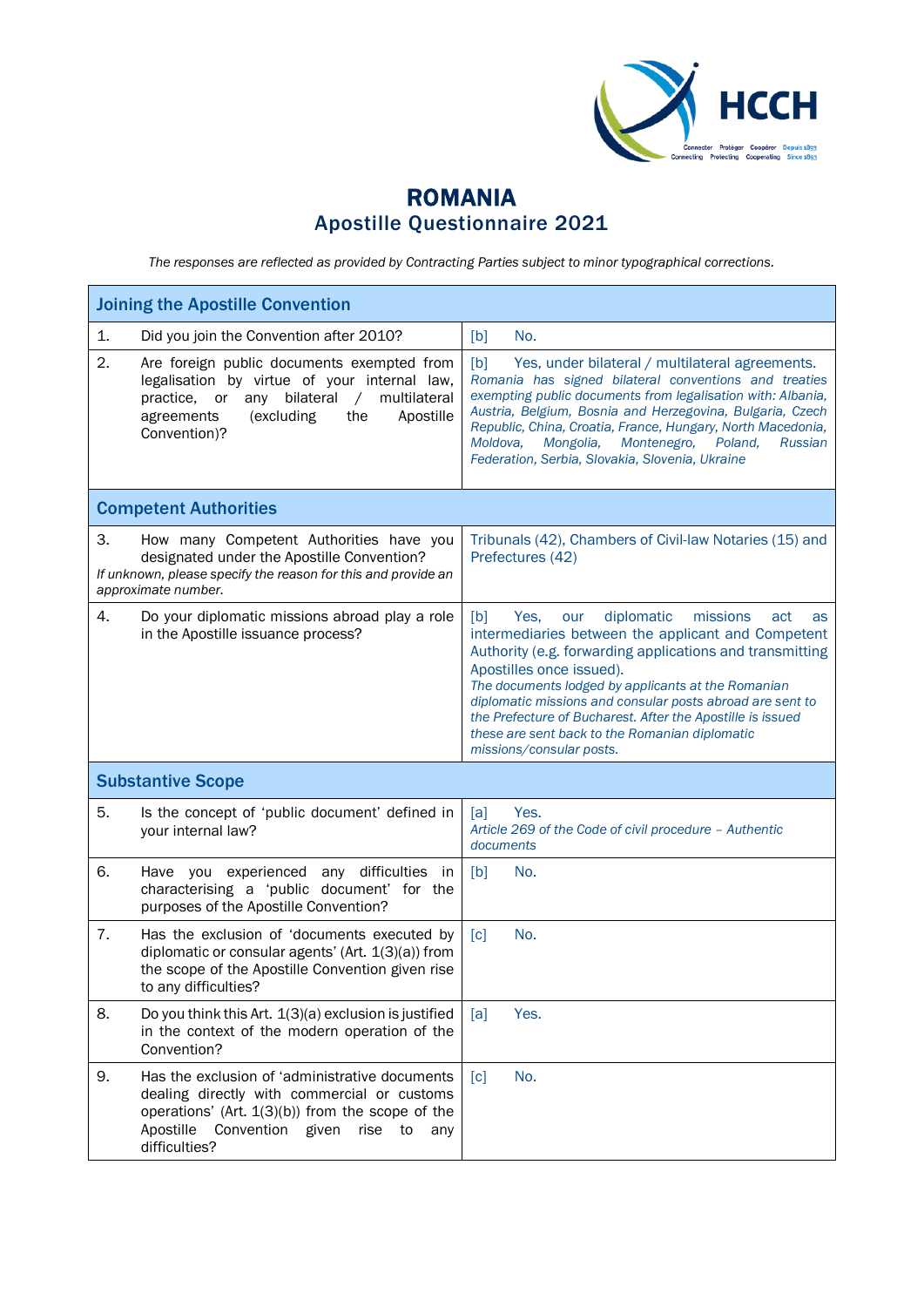# ROMANIA
## Apostille Questionnaire 2021

*The responses are reflected as provided by Contracting Parties subject to minor typographical corrections.*

| Joining the Apostille Convention | |
|---|---|
| 1. Did you join the Convention after 2010? | [b] No. |
| 2. Are foreign public documents exempted from legalisation by virtue of your internal law, practice, or any bilateral / multilateral agreements (excluding the Apostille Convention)? | [b] Yes, under bilateral / multilateral agreements. *Romania has signed bilateral conventions and treaties exempting public documents from legalisation with: Albania, Austria, Belgium, Bosnia and Herzegovina, Bulgaria, Czech Republic, China, Croatia, France, Hungary, North Macedonia, Moldova, Mongolia, Montenegro, Poland, Russian Federation, Serbia, Slovakia, Slovenia, Ukraine* |
| **Competent Authorities** | |
| 3. How many Competent Authorities have you designated under the Apostille Convention? *If unknown, please specify the reason for this and provide an approximate number.* | Tribunals (42), Chambers of Civil-law Notaries (15) and Prefectures (42) |
| 4. Do your diplomatic missions abroad play a role in the Apostille issuance process? | [b] Yes, our diplomatic missions act as intermediaries between the applicant and Competent Authority (e.g. forwarding applications and transmitting Apostilles once issued). *The documents lodged by applicants at the Romanian diplomatic missions and consular posts abroad are sent to the Prefecture of Bucharest. After the Apostille is issued these are sent back to the Romanian diplomatic missions/consular posts.* |
| **Substantive Scope** | |
| 5. Is the concept of 'public document' defined in your internal law? | [a] Yes. *Article 269 of the Code of civil procedure – Authentic documents* |
| 6. Have you experienced any difficulties in characterising a 'public document' for the purposes of the Apostille Convention? | [b] No. |
| 7. Has the exclusion of 'documents executed by diplomatic or consular agents' (Art. 1(3)(a)) from the scope of the Apostille Convention given rise to any difficulties? | [c] No. |
| 8. Do you think this Art. 1(3)(a) exclusion is justified in the context of the modern operation of the Convention? | [a] Yes. |
| 9. Has the exclusion of 'administrative documents dealing directly with commercial or customs operations' (Art. 1(3)(b)) from the scope of the Apostille Convention given rise to any difficulties? | [c] No. |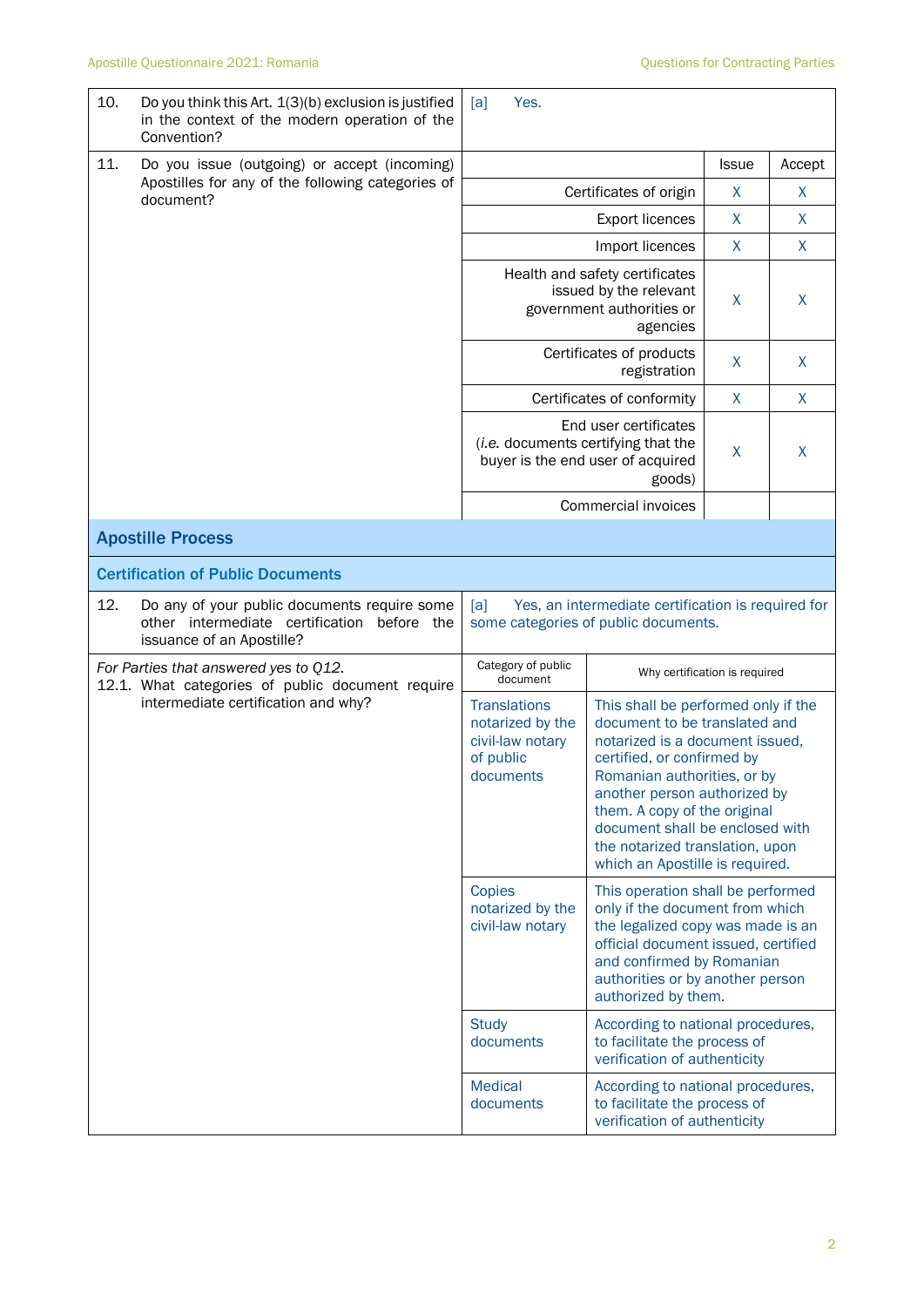| | | | | |
|---|---|---|---|---|
| 10. | Do you think this Art. 1(3)(b) exclusion is justified in the context of the modern operation of the Convention? | [a] Yes. | | |
| 11. | Do you issue (outgoing) or accept (incoming) Apostilles for any of the following categories of document? | | Issue | Accept |
| | | Certificates of origin | X | X |
| | | Export licences | X | X |
| | | Import licences | X | X |
| | | Health and safety certificates issued by the relevant government authorities or agencies | X | X |
| | | Certificates of products registration | X | X |
| | | Certificates of conformity | X | X |
| | | End user certificates (*i.e.* documents certifying that the buyer is the end user of acquired goods) | X | X |
| | | Commercial invoices | | |

## Apostille Process

### Certification of Public Documents

| | | |
|---|---|---|
| 12. Do any of your public documents require some other intermediate certification before the issuance of an Apostille? | [a] Yes, an intermediate certification is required for some categories of public documents. | |
| *For Parties that answered yes to Q12.* 12.1. What categories of public document require intermediate certification and why? | **Category of public document** | **Why certification is required** |
| | Translations notarized by the civil-law notary of public documents | This shall be performed only if the document to be translated and notarized is a document issued, certified, or confirmed by Romanian authorities, or by another person authorized by them. A copy of the original document shall be enclosed with the notarized translation, upon which an Apostille is required. |
| | Copies notarized by the civil-law notary | This operation shall be performed only if the document from which the legalized copy was made is an official document issued, certified and confirmed by Romanian authorities or by another person authorized by them. |
| | Study documents | According to national procedures, to facilitate the process of verification of authenticity |
| | Medical documents | According to national procedures, to facilitate the process of verification of authenticity |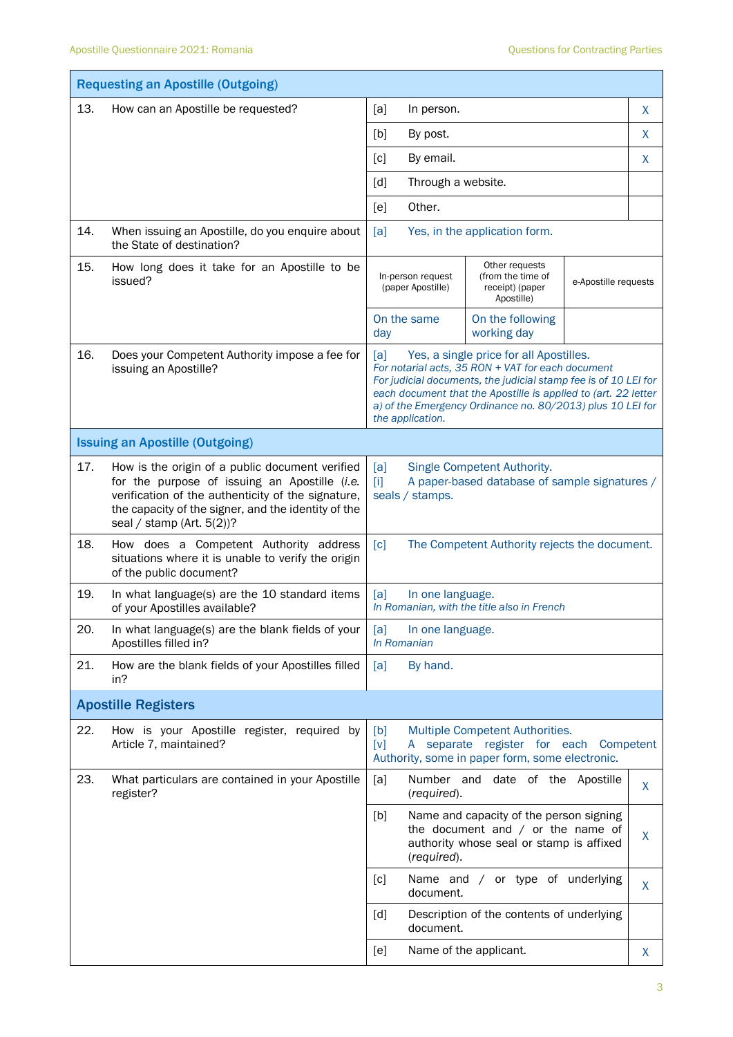| Requesting an Apostille (Outgoing) | | | | |
|---|---|---|---|---|
| 13. | How can an Apostille be requested? | [a] | In person. | X |
| | | [b] | By post. | X |
| | | [c] | By email. | X |
| | | [d] | Through a website. | |
| | | [e] | Other. | |
| 14. | When issuing an Apostille, do you enquire about the State of destination? | [a] | Yes, in the application form. | |
| 15. | How long does it take for an Apostille to be issued? | In-person request (paper Apostille): On the same day | Other requests (from the time of receipt) (paper Apostille): On the following working day | e-Apostille requests: |
| 16. | Does your Competent Authority impose a fee for issuing an Apostille? | [a] | Yes, a single price for all Apostilles. *For notarial acts, 35 RON + VAT for each document* *For judicial documents, the judicial stamp fee is of 10 LEI for each document that the Apostille is applied to (art. 22 letter a) of the Emergency Ordinance no. 80/2013) plus 10 LEI for the application.* | |

| Issuing an Apostille (Outgoing) | | |
|---|---|---|
| 17. | How is the origin of a public document verified for the purpose of issuing an Apostille (*i.e.* verification of the authenticity of the signature, the capacity of the signer, and the identity of the seal / stamp (Art. 5(2))? | [a] Single Competent Authority. [i] A paper-based database of sample signatures / seals / stamps. |
| 18. | How does a Competent Authority address situations where it is unable to verify the origin of the public document? | [c] The Competent Authority rejects the document. |
| 19. | In what language(s) are the 10 standard items of your Apostilles available? | [a] In one language. *In Romanian, with the title also in French* |
| 20. | In what language(s) are the blank fields of your Apostilles filled in? | [a] In one language. *In Romanian* |
| 21. | How are the blank fields of your Apostilles filled in? | [a] By hand. |

| Apostille Registers | | | | |
|---|---|---|---|---|
| 22. | How is your Apostille register, required by Article 7, maintained? | [b] Multiple Competent Authorities. [v] A separate register for each Competent Authority, some in paper form, some electronic. | | |
| 23. | What particulars are contained in your Apostille register? | [a] | Number and date of the Apostille (*required*). | X |
| | | [b] | Name and capacity of the person signing the document and / or the name of authority whose seal or stamp is affixed (*required*). | X |
| | | [c] | Name and / or type of underlying document. | X |
| | | [d] | Description of the contents of underlying document. | |
| | | [e] | Name of the applicant. | X |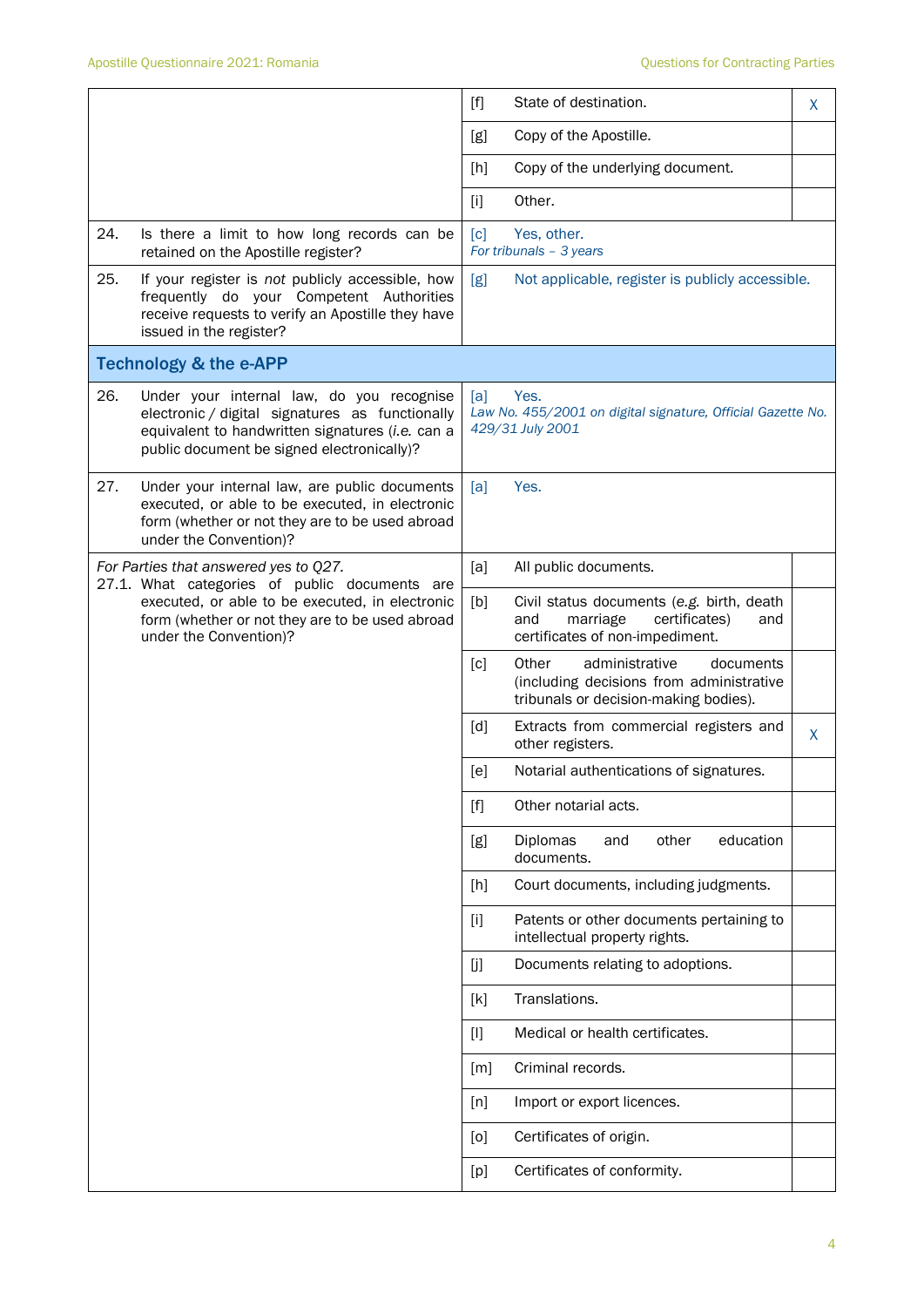| | | |
|---|---|---|
| | [f] State of destination. | X |
| | [g] Copy of the Apostille. | |
| | [h] Copy of the underlying document. | |
| | [i] Other. | |
| 24. Is there a limit to how long records can be retained on the Apostille register? | [c] Yes, other. *For tribunals – 3 years* | |
| 25. If your register is *not* publicly accessible, how frequently do your Competent Authorities receive requests to verify an Apostille they have issued in the register? | [g] Not applicable, register is publicly accessible. | |

## Technology & the e-APP

| | | |
|---|---|---|
| 26. Under your internal law, do you recognise electronic / digital signatures as functionally equivalent to handwritten signatures (*i.e.* can a public document be signed electronically)? | [a] Yes. *Law No. 455/2001 on digital signature, Official Gazette No. 429/31 July 2001* | |
| 27. Under your internal law, are public documents executed, or able to be executed, in electronic form (whether or not they are to be used abroad under the Convention)? | [a] Yes. | |
| *For Parties that answered yes to Q27.* 27.1. What categories of public documents are executed, or able to be executed, in electronic form (whether or not they are to be used abroad under the Convention)? | [a] All public documents. | |
| | [b] Civil status documents (*e.g.* birth, death and marriage certificates) and certificates of non-impediment. | |
| | [c] Other administrative documents (including decisions from administrative tribunals or decision-making bodies). | |
| | [d] Extracts from commercial registers and other registers. | X |
| | [e] Notarial authentications of signatures. | |
| | [f] Other notarial acts. | |
| | [g] Diplomas and other education documents. | |
| | [h] Court documents, including judgments. | |
| | [i] Patents or other documents pertaining to intellectual property rights. | |
| | [j] Documents relating to adoptions. | |
| | [k] Translations. | |
| | [l] Medical or health certificates. | |
| | [m] Criminal records. | |
| | [n] Import or export licences. | |
| | [o] Certificates of origin. | |
| | [p] Certificates of conformity. | |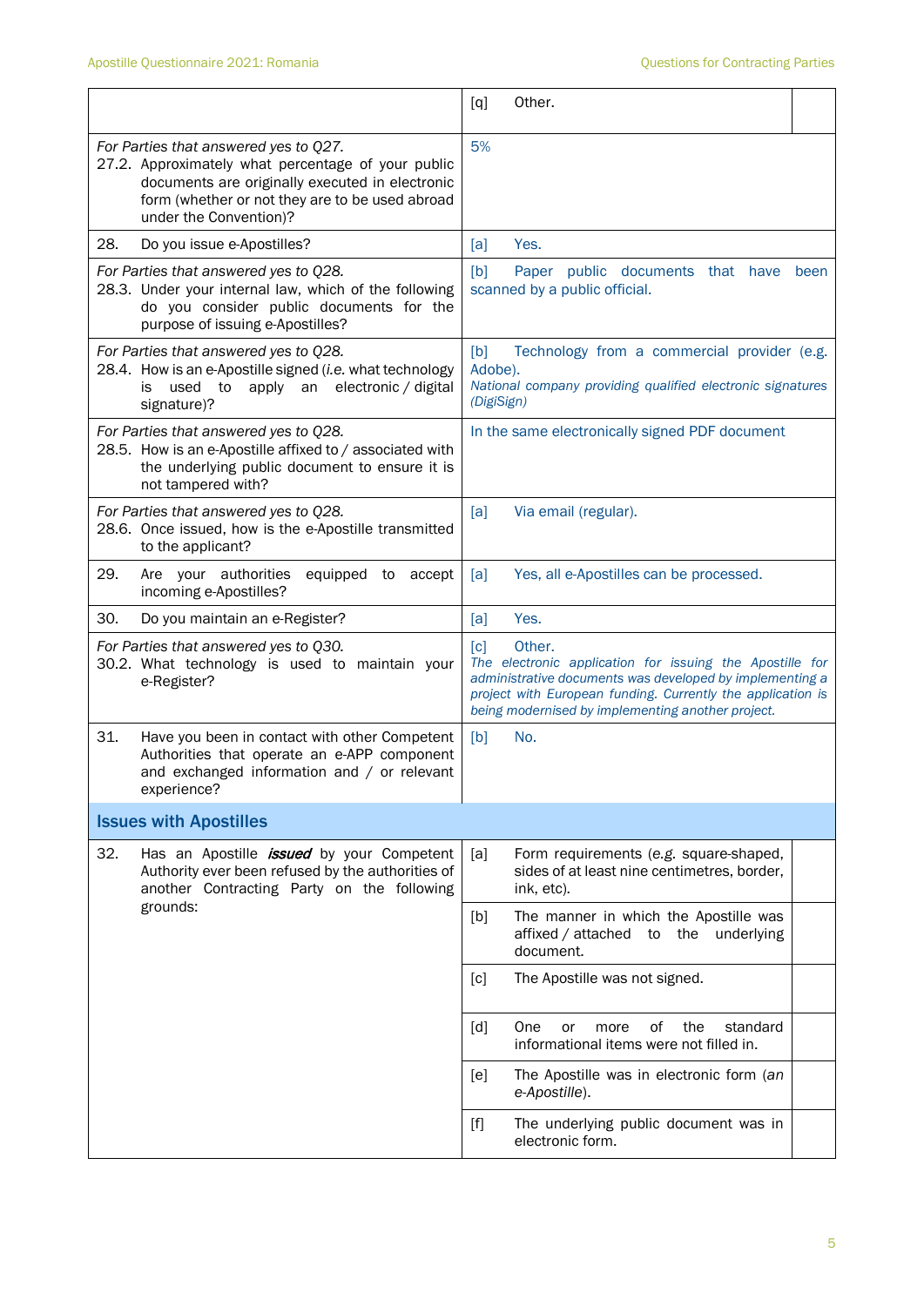| | | |
|---|---|---|
| | [q] Other. | |
| *For Parties that answered yes to Q27.* 27.2. Approximately what percentage of your public documents are originally executed in electronic form (whether or not they are to be used abroad under the Convention)? | 5% | |
| 28. Do you issue e-Apostilles? | [a] Yes. | |
| *For Parties that answered yes to Q28.* 28.3. Under your internal law, which of the following do you consider public documents for the purpose of issuing e-Apostilles? | [b] Paper public documents that have been scanned by a public official. | |
| *For Parties that answered yes to Q28.* 28.4. How is an e-Apostille signed (*i.e.* what technology is used to apply an electronic / digital signature)? | [b] Technology from a commercial provider (e.g. Adobe). *National company providing qualified electronic signatures (DigiSign)* | |
| *For Parties that answered yes to Q28.* 28.5. How is an e-Apostille affixed to / associated with the underlying public document to ensure it is not tampered with? | In the same electronically signed PDF document | |
| *For Parties that answered yes to Q28.* 28.6. Once issued, how is the e-Apostille transmitted to the applicant? | [a] Via email (regular). | |
| 29. Are your authorities equipped to accept incoming e-Apostilles? | [a] Yes, all e-Apostilles can be processed. | |
| 30. Do you maintain an e-Register? | [a] Yes. | |
| *For Parties that answered yes to Q30.* 30.2. What technology is used to maintain your e-Register? | [c] Other. *The electronic application for issuing the Apostille for administrative documents was developed by implementing a project with European funding. Currently the application is being modernised by implementing another project.* | |
| 31. Have you been in contact with other Competent Authorities that operate an e-APP component and exchanged information and / or relevant experience? | [b] No. | |

## Issues with Apostilles

| | | |
|---|---|---|
| 32. Has an Apostille ***issued*** by your Competent Authority ever been refused by the authorities of another Contracting Party on the following grounds: | [a] Form requirements (*e.g.* square-shaped, sides of at least nine centimetres, border, ink, etc). | |
| | [b] The manner in which the Apostille was affixed / attached to the underlying document. | |
| | [c] The Apostille was not signed. | |
| | [d] One or more of the standard informational items were not filled in. | |
| | [e] The Apostille was in electronic form (*an e-Apostille*). | |
| | [f] The underlying public document was in electronic form. | |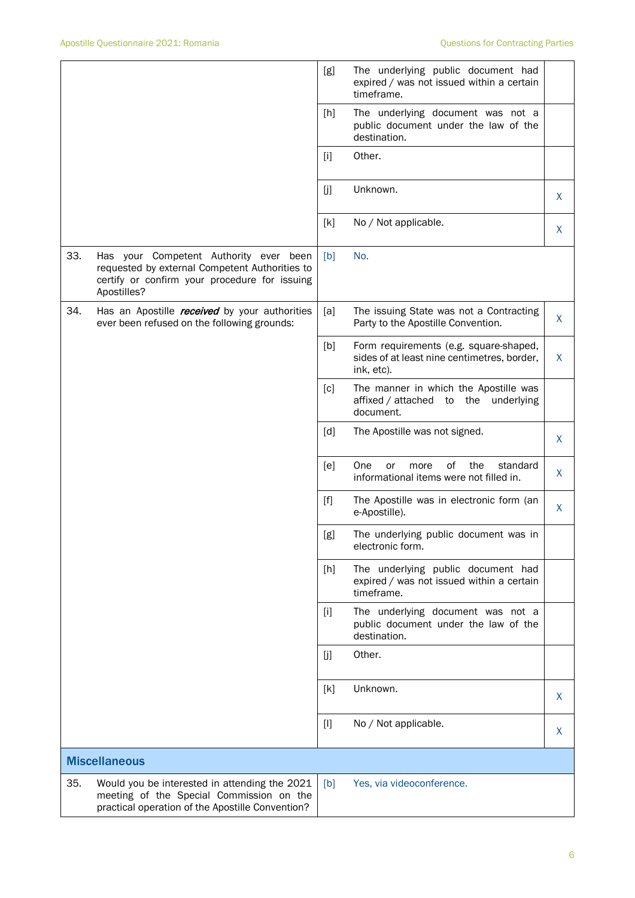| | | | |
|---|---|---|---|
| | [g] | The underlying public document had expired / was not issued within a certain timeframe. | |
| | [h] | The underlying document was not a public document under the law of the destination. | |
| | [i] | Other. | |
| | [j] | Unknown. | X |
| | [k] | No / Not applicable. | X |
| 33. Has your Competent Authority ever been requested by external Competent Authorities to certify or confirm your procedure for issuing Apostilles? | [b] | No. | |
| 34. Has an Apostille ***received*** by your authorities ever been refused on the following grounds: | [a] | The issuing State was not a Contracting Party to the Apostille Convention. | X |
| | [b] | Form requirements (e.g. square-shaped, sides of at least nine centimetres, border, ink, etc). | X |
| | [c] | The manner in which the Apostille was affixed / attached to the underlying document. | |
| | [d] | The Apostille was not signed. | X |
| | [e] | One or more of the standard informational items were not filled in. | X |
| | [f] | The Apostille was in electronic form (an e-Apostille). | X |
| | [g] | The underlying public document was in electronic form. | |
| | [h] | The underlying public document had expired / was not issued within a certain timeframe. | |
| | [i] | The underlying document was not a public document under the law of the destination. | |
| | [j] | Other. | |
| | [k] | Unknown. | X |
| | [l] | No / Not applicable. | X |
| **Miscellaneous** | | | |
| 35. Would you be interested in attending the 2021 meeting of the Special Commission on the practical operation of the Apostille Convention? | [b] | Yes, via videoconference. | |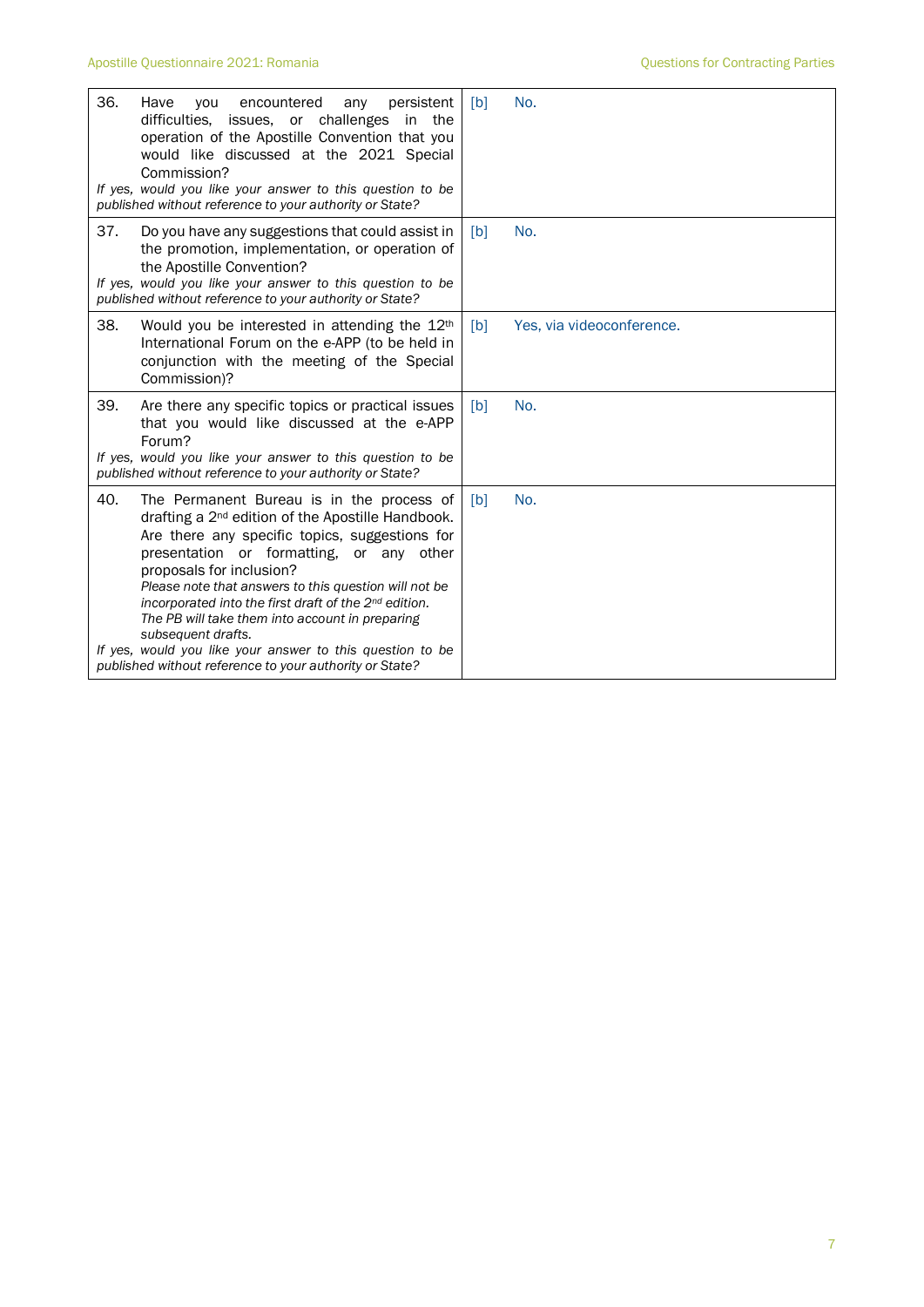| | | |
|---|---|---|
| 36. Have you encountered any persistent difficulties, issues, or challenges in the operation of the Apostille Convention that you would like discussed at the 2021 Special Commission?<br>*If yes, would you like your answer to this question to be published without reference to your authority or State?* | [b] | No. |
| 37. Do you have any suggestions that could assist in the promotion, implementation, or operation of the Apostille Convention?<br>*If yes, would you like your answer to this question to be published without reference to your authority or State?* | [b] | No. |
| 38. Would you be interested in attending the 12th International Forum on the e-APP (to be held in conjunction with the meeting of the Special Commission)? | [b] | Yes, via videoconference. |
| 39. Are there any specific topics or practical issues that you would like discussed at the e-APP Forum?<br>*If yes, would you like your answer to this question to be published without reference to your authority or State?* | [b] | No. |
| 40. The Permanent Bureau is in the process of drafting a 2nd edition of the Apostille Handbook. Are there any specific topics, suggestions for presentation or formatting, or any other proposals for inclusion?<br>*Please note that answers to this question will not be incorporated into the first draft of the 2nd edition. The PB will take them into account in preparing subsequent drafts.*<br>*If yes, would you like your answer to this question to be published without reference to your authority or State?* | [b] | No. |